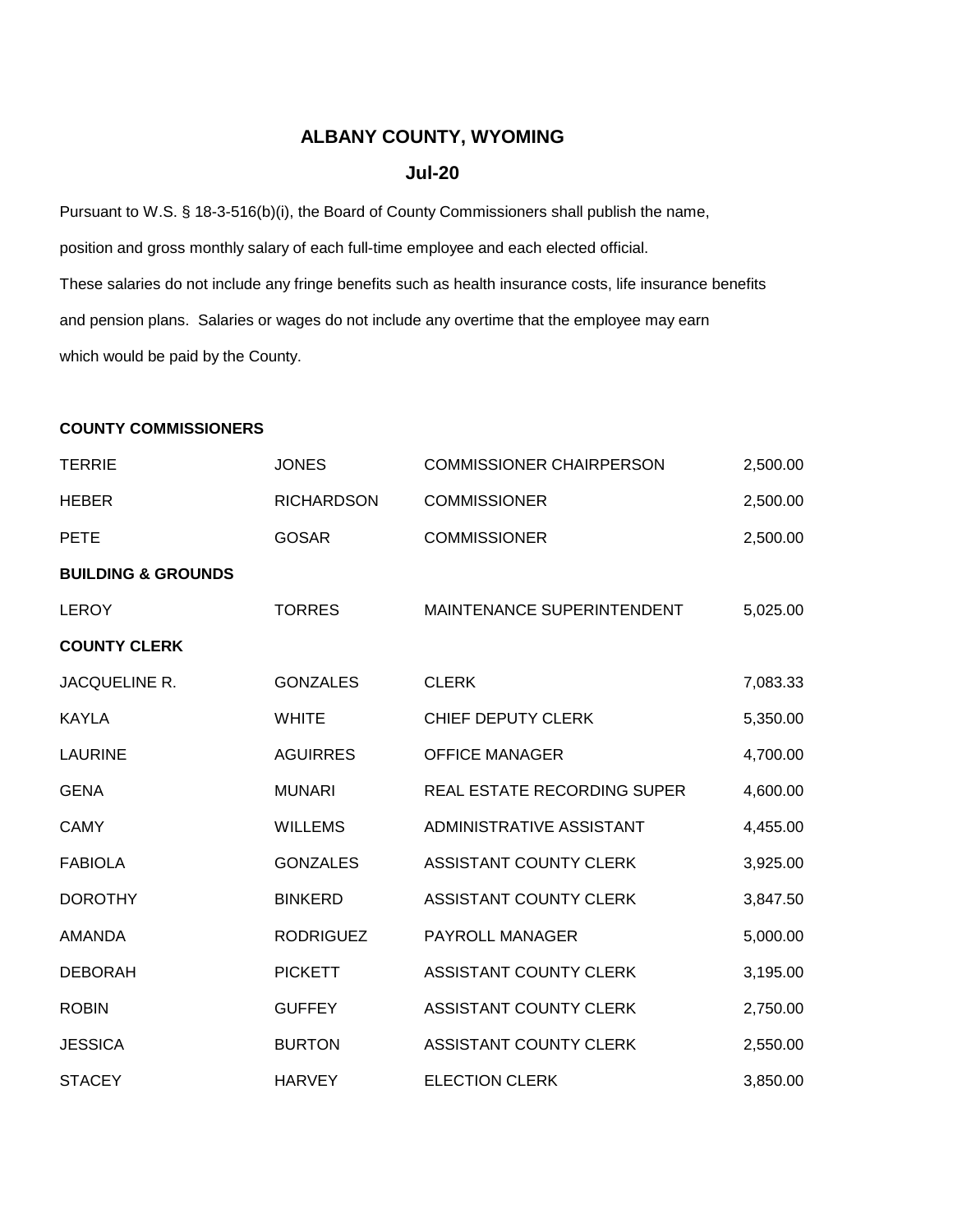# ALBANY COUNTY, WYOMING

## Jul-20

Pursuant to W.S. § 18-3-516(b)(i), the Board of County Commissioners shall publish the name, position and gross monthly salary of each full-time employee and each elected official. These salaries do not include any fringe benefits such as health insurance costs, life insurance benefits and pension plans. Salaries or wages do not include any overtime that the employee may earn which would be paid by the County.

| | | | |
|---|---|---|---|
| **COUNTY COMMISSIONERS** | | | |
| TERRIE | JONES | COMMISSIONER CHAIRPERSON | 2,500.00 |
| HEBER | RICHARDSON | COMMISSIONER | 2,500.00 |
| PETE | GOSAR | COMMISSIONER | 2,500.00 |
| **BUILDING & GROUNDS** | | | |
| LEROY | TORRES | MAINTENANCE SUPERINTENDENT | 5,025.00 |
| **COUNTY CLERK** | | | |
| JACQUELINE R. | GONZALES | CLERK | 7,083.33 |
| KAYLA | WHITE | CHIEF DEPUTY CLERK | 5,350.00 |
| LAURINE | AGUIRRES | OFFICE MANAGER | 4,700.00 |
| GENA | MUNARI | REAL ESTATE RECORDING SUPER | 4,600.00 |
| CAMY | WILLEMS | ADMINISTRATIVE ASSISTANT | 4,455.00 |
| FABIOLA | GONZALES | ASSISTANT COUNTY CLERK | 3,925.00 |
| DOROTHY | BINKERD | ASSISTANT COUNTY CLERK | 3,847.50 |
| AMANDA | RODRIGUEZ | PAYROLL MANAGER | 5,000.00 |
| DEBORAH | PICKETT | ASSISTANT COUNTY CLERK | 3,195.00 |
| ROBIN | GUFFEY | ASSISTANT COUNTY CLERK | 2,750.00 |
| JESSICA | BURTON | ASSISTANT COUNTY CLERK | 2,550.00 |
| STACEY | HARVEY | ELECTION CLERK | 3,850.00 |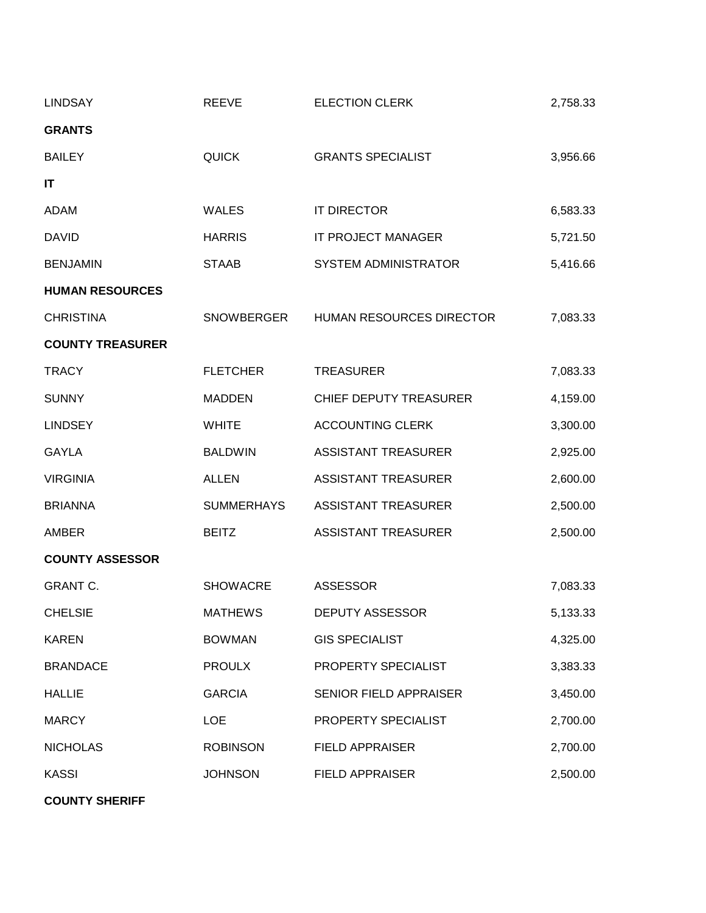| | | | |
|---|---|---|---|
| LINDSAY | REEVE | ELECTION CLERK | 2,758.33 |
| **GRANTS** | | | |
| BAILEY | QUICK | GRANTS SPECIALIST | 3,956.66 |
| **IT** | | | |
| ADAM | WALES | IT DIRECTOR | 6,583.33 |
| DAVID | HARRIS | IT PROJECT MANAGER | 5,721.50 |
| BENJAMIN | STAAB | SYSTEM ADMINISTRATOR | 5,416.66 |
| **HUMAN RESOURCES** | | | |
| CHRISTINA | SNOWBERGER | HUMAN RESOURCES DIRECTOR | 7,083.33 |
| **COUNTY TREASURER** | | | |
| TRACY | FLETCHER | TREASURER | 7,083.33 |
| SUNNY | MADDEN | CHIEF DEPUTY TREASURER | 4,159.00 |
| LINDSEY | WHITE | ACCOUNTING CLERK | 3,300.00 |
| GAYLA | BALDWIN | ASSISTANT TREASURER | 2,925.00 |
| VIRGINIA | ALLEN | ASSISTANT TREASURER | 2,600.00 |
| BRIANNA | SUMMERHAYS | ASSISTANT TREASURER | 2,500.00 |
| AMBER | BEITZ | ASSISTANT TREASURER | 2,500.00 |
| **COUNTY ASSESSOR** | | | |
| GRANT C. | SHOWACRE | ASSESSOR | 7,083.33 |
| CHELSIE | MATHEWS | DEPUTY ASSESSOR | 5,133.33 |
| KAREN | BOWMAN | GIS SPECIALIST | 4,325.00 |
| BRANDACE | PROULX | PROPERTY SPECIALIST | 3,383.33 |
| HALLIE | GARCIA | SENIOR FIELD APPRAISER | 3,450.00 |
| MARCY | LOE | PROPERTY SPECIALIST | 2,700.00 |
| NICHOLAS | ROBINSON | FIELD APPRAISER | 2,700.00 |
| KASSI | JOHNSON | FIELD APPRAISER | 2,500.00 |
| **COUNTY SHERIFF** | | | |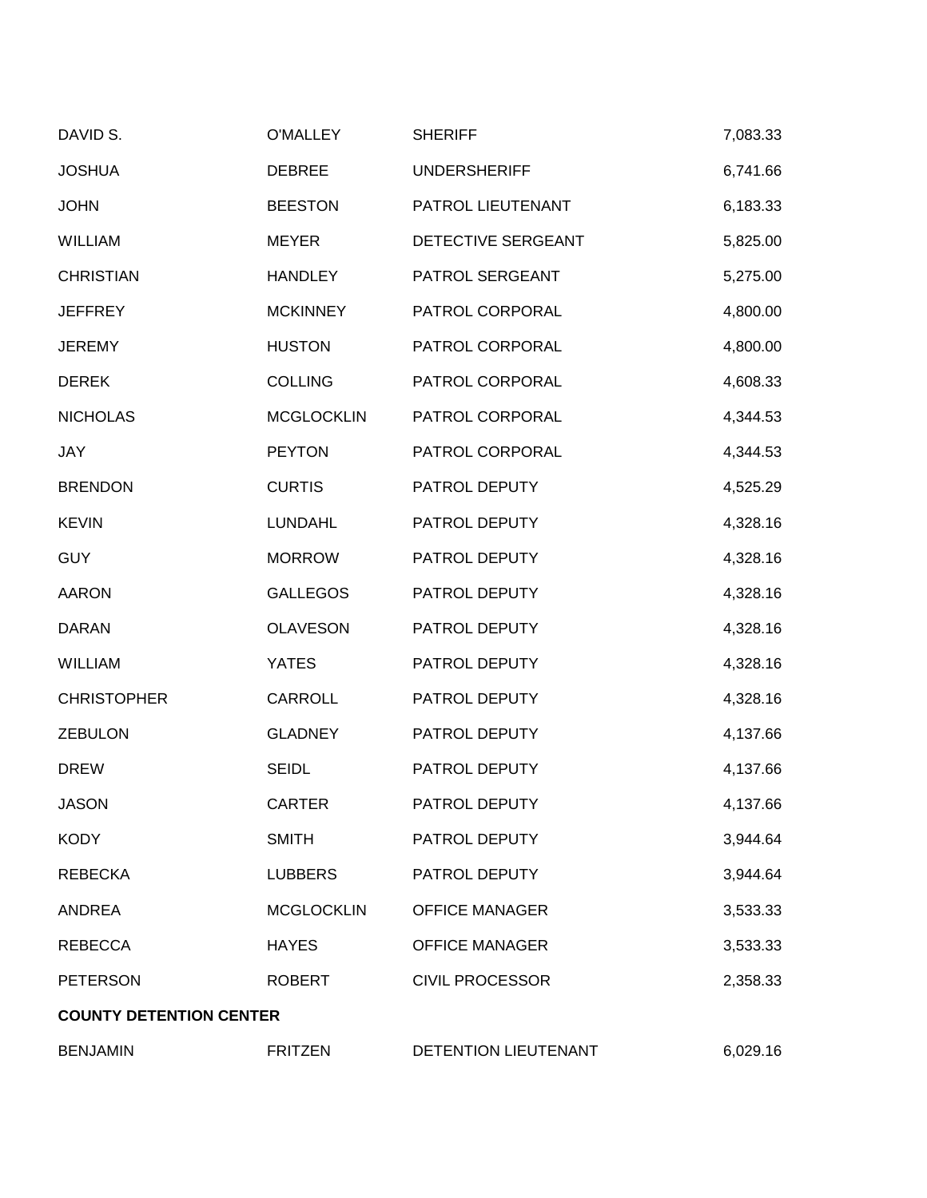| | | | |
|---|---|---|---|
| DAVID S. | O'MALLEY | SHERIFF | 7,083.33 |
| JOSHUA | DEBREE | UNDERSHERIFF | 6,741.66 |
| JOHN | BEESTON | PATROL LIEUTENANT | 6,183.33 |
| WILLIAM | MEYER | DETECTIVE SERGEANT | 5,825.00 |
| CHRISTIAN | HANDLEY | PATROL SERGEANT | 5,275.00 |
| JEFFREY | MCKINNEY | PATROL CORPORAL | 4,800.00 |
| JEREMY | HUSTON | PATROL CORPORAL | 4,800.00 |
| DEREK | COLLING | PATROL CORPORAL | 4,608.33 |
| NICHOLAS | MCGLOCKLIN | PATROL CORPORAL | 4,344.53 |
| JAY | PEYTON | PATROL CORPORAL | 4,344.53 |
| BRENDON | CURTIS | PATROL DEPUTY | 4,525.29 |
| KEVIN | LUNDAHL | PATROL DEPUTY | 4,328.16 |
| GUY | MORROW | PATROL DEPUTY | 4,328.16 |
| AARON | GALLEGOS | PATROL DEPUTY | 4,328.16 |
| DARAN | OLAVESON | PATROL DEPUTY | 4,328.16 |
| WILLIAM | YATES | PATROL DEPUTY | 4,328.16 |
| CHRISTOPHER | CARROLL | PATROL DEPUTY | 4,328.16 |
| ZEBULON | GLADNEY | PATROL DEPUTY | 4,137.66 |
| DREW | SEIDL | PATROL DEPUTY | 4,137.66 |
| JASON | CARTER | PATROL DEPUTY | 4,137.66 |
| KODY | SMITH | PATROL DEPUTY | 3,944.64 |
| REBECKA | LUBBERS | PATROL DEPUTY | 3,944.64 |
| ANDREA | MCGLOCKLIN | OFFICE MANAGER | 3,533.33 |
| REBECCA | HAYES | OFFICE MANAGER | 3,533.33 |
| PETERSON | ROBERT | CIVIL PROCESSOR | 2,358.33 |
| **COUNTY DETENTION CENTER** | | | |
| BENJAMIN | FRITZEN | DETENTION LIEUTENANT | 6,029.16 |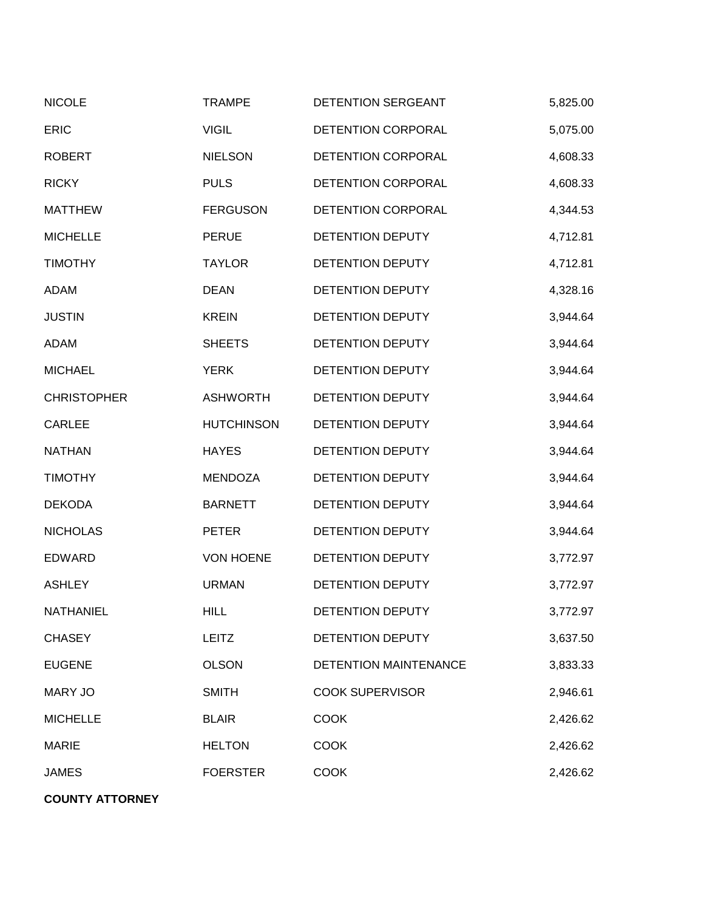| | | | |
|---|---|---|---|
| NICOLE | TRAMPE | DETENTION SERGEANT | 5,825.00 |
| ERIC | VIGIL | DETENTION CORPORAL | 5,075.00 |
| ROBERT | NIELSON | DETENTION CORPORAL | 4,608.33 |
| RICKY | PULS | DETENTION CORPORAL | 4,608.33 |
| MATTHEW | FERGUSON | DETENTION CORPORAL | 4,344.53 |
| MICHELLE | PERUE | DETENTION DEPUTY | 4,712.81 |
| TIMOTHY | TAYLOR | DETENTION DEPUTY | 4,712.81 |
| ADAM | DEAN | DETENTION DEPUTY | 4,328.16 |
| JUSTIN | KREIN | DETENTION DEPUTY | 3,944.64 |
| ADAM | SHEETS | DETENTION DEPUTY | 3,944.64 |
| MICHAEL | YERK | DETENTION DEPUTY | 3,944.64 |
| CHRISTOPHER | ASHWORTH | DETENTION DEPUTY | 3,944.64 |
| CARLEE | HUTCHINSON | DETENTION DEPUTY | 3,944.64 |
| NATHAN | HAYES | DETENTION DEPUTY | 3,944.64 |
| TIMOTHY | MENDOZA | DETENTION DEPUTY | 3,944.64 |
| DEKODA | BARNETT | DETENTION DEPUTY | 3,944.64 |
| NICHOLAS | PETER | DETENTION DEPUTY | 3,944.64 |
| EDWARD | VON HOENE | DETENTION DEPUTY | 3,772.97 |
| ASHLEY | URMAN | DETENTION DEPUTY | 3,772.97 |
| NATHANIEL | HILL | DETENTION DEPUTY | 3,772.97 |
| CHASEY | LEITZ | DETENTION DEPUTY | 3,637.50 |
| EUGENE | OLSON | DETENTION MAINTENANCE | 3,833.33 |
| MARY JO | SMITH | COOK SUPERVISOR | 2,946.61 |
| MICHELLE | BLAIR | COOK | 2,426.62 |
| MARIE | HELTON | COOK | 2,426.62 |
| JAMES | FOERSTER | COOK | 2,426.62 |

**COUNTY ATTORNEY**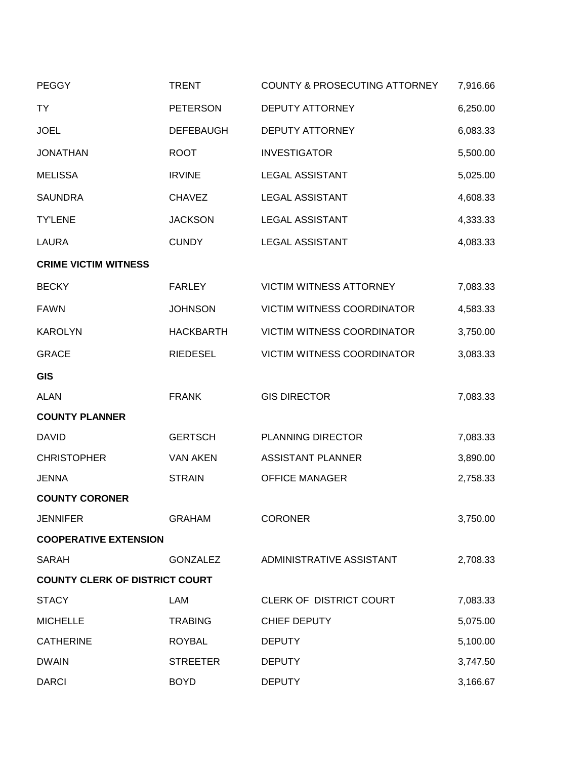| | | | |
|---|---|---|---|
| PEGGY | TRENT | COUNTY & PROSECUTING ATTORNEY | 7,916.66 |
| TY | PETERSON | DEPUTY ATTORNEY | 6,250.00 |
| JOEL | DEFEBAUGH | DEPUTY ATTORNEY | 6,083.33 |
| JONATHAN | ROOT | INVESTIGATOR | 5,500.00 |
| MELISSA | IRVINE | LEGAL ASSISTANT | 5,025.00 |
| SAUNDRA | CHAVEZ | LEGAL ASSISTANT | 4,608.33 |
| TY'LENE | JACKSON | LEGAL ASSISTANT | 4,333.33 |
| LAURA | CUNDY | LEGAL ASSISTANT | 4,083.33 |
| **CRIME VICTIM WITNESS** | | | |
| BECKY | FARLEY | VICTIM WITNESS ATTORNEY | 7,083.33 |
| FAWN | JOHNSON | VICTIM WITNESS COORDINATOR | 4,583.33 |
| KAROLYN | HACKBARTH | VICTIM WITNESS COORDINATOR | 3,750.00 |
| GRACE | RIEDESEL | VICTIM WITNESS COORDINATOR | 3,083.33 |
| **GIS** | | | |
| ALAN | FRANK | GIS DIRECTOR | 7,083.33 |
| **COUNTY PLANNER** | | | |
| DAVID | GERTSCH | PLANNING DIRECTOR | 7,083.33 |
| CHRISTOPHER | VAN AKEN | ASSISTANT PLANNER | 3,890.00 |
| JENNA | STRAIN | OFFICE MANAGER | 2,758.33 |
| **COUNTY CORONER** | | | |
| JENNIFER | GRAHAM | CORONER | 3,750.00 |
| **COOPERATIVE EXTENSION** | | | |
| SARAH | GONZALEZ | ADMINISTRATIVE ASSISTANT | 2,708.33 |
| **COUNTY CLERK OF DISTRICT COURT** | | | |
| STACY | LAM | CLERK OF DISTRICT COURT | 7,083.33 |
| MICHELLE | TRABING | CHIEF DEPUTY | 5,075.00 |
| CATHERINE | ROYBAL | DEPUTY | 5,100.00 |
| DWAIN | STREETER | DEPUTY | 3,747.50 |
| DARCI | BOYD | DEPUTY | 3,166.67 |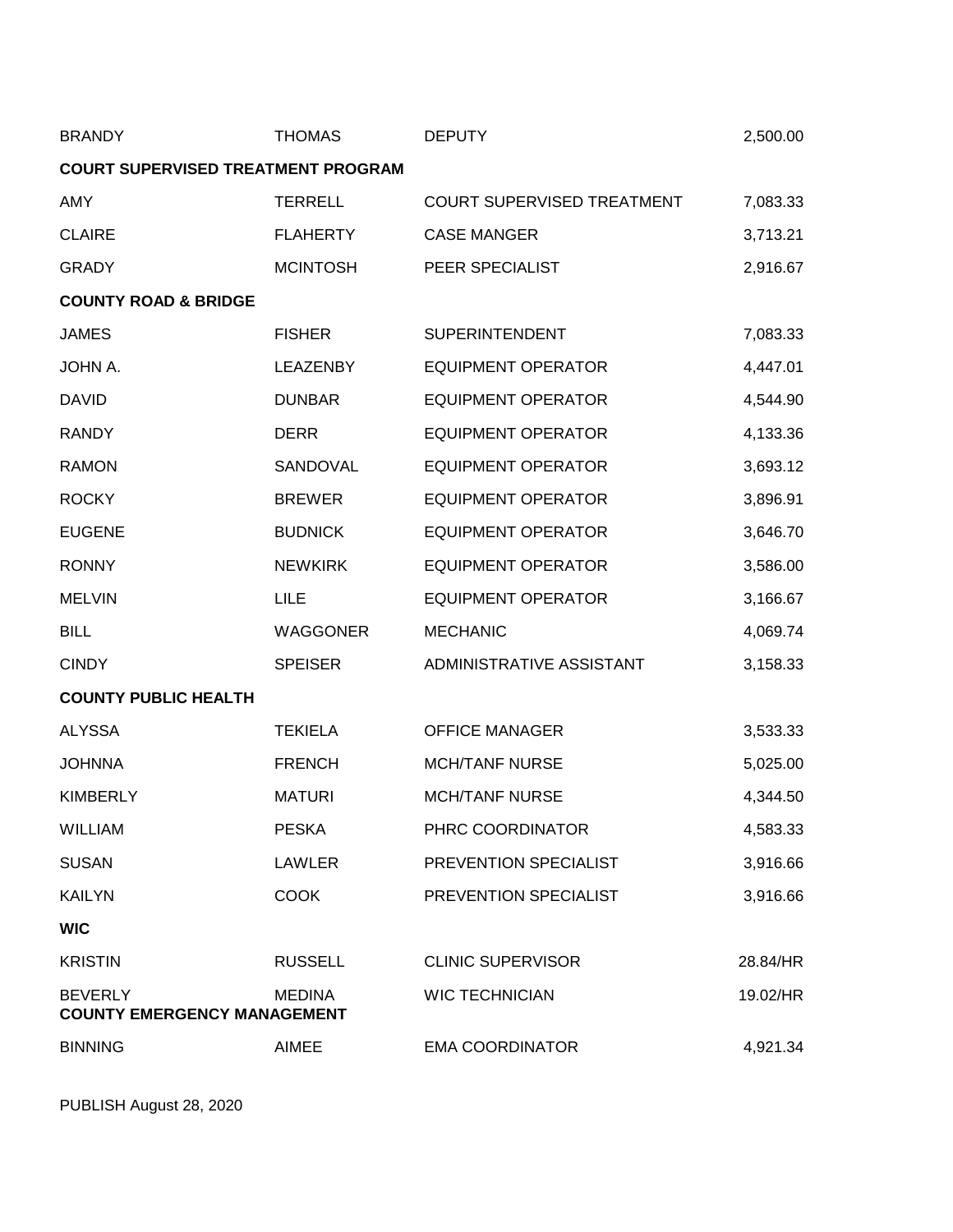| | | | |
|---|---|---|---|
| BRANDY | THOMAS | DEPUTY | 2,500.00 |
| **COURT SUPERVISED TREATMENT PROGRAM** | | | |
| AMY | TERRELL | COURT SUPERVISED TREATMENT | 7,083.33 |
| CLAIRE | FLAHERTY | CASE MANGER | 3,713.21 |
| GRADY | MCINTOSH | PEER SPECIALIST | 2,916.67 |
| **COUNTY ROAD & BRIDGE** | | | |
| JAMES | FISHER | SUPERINTENDENT | 7,083.33 |
| JOHN A. | LEAZENBY | EQUIPMENT OPERATOR | 4,447.01 |
| DAVID | DUNBAR | EQUIPMENT OPERATOR | 4,544.90 |
| RANDY | DERR | EQUIPMENT OPERATOR | 4,133.36 |
| RAMON | SANDOVAL | EQUIPMENT OPERATOR | 3,693.12 |
| ROCKY | BREWER | EQUIPMENT OPERATOR | 3,896.91 |
| EUGENE | BUDNICK | EQUIPMENT OPERATOR | 3,646.70 |
| RONNY | NEWKIRK | EQUIPMENT OPERATOR | 3,586.00 |
| MELVIN | LILE | EQUIPMENT OPERATOR | 3,166.67 |
| BILL | WAGGONER | MECHANIC | 4,069.74 |
| CINDY | SPEISER | ADMINISTRATIVE ASSISTANT | 3,158.33 |
| **COUNTY PUBLIC HEALTH** | | | |
| ALYSSA | TEKIELA | OFFICE MANAGER | 3,533.33 |
| JOHNNA | FRENCH | MCH/TANF NURSE | 5,025.00 |
| KIMBERLY | MATURI | MCH/TANF NURSE | 4,344.50 |
| WILLIAM | PESKA | PHRC COORDINATOR | 4,583.33 |
| SUSAN | LAWLER | PREVENTION SPECIALIST | 3,916.66 |
| KAILYN | COOK | PREVENTION SPECIALIST | 3,916.66 |
| **WIC** | | | |
| KRISTIN | RUSSELL | CLINIC SUPERVISOR | 28.84/HR |
| BEVERLY | MEDINA | WIC TECHNICIAN | 19.02/HR |
| **COUNTY EMERGENCY MANAGEMENT** | | | |
| BINNING | AIMEE | EMA COORDINATOR | 4,921.34 |

PUBLISH August 28, 2020